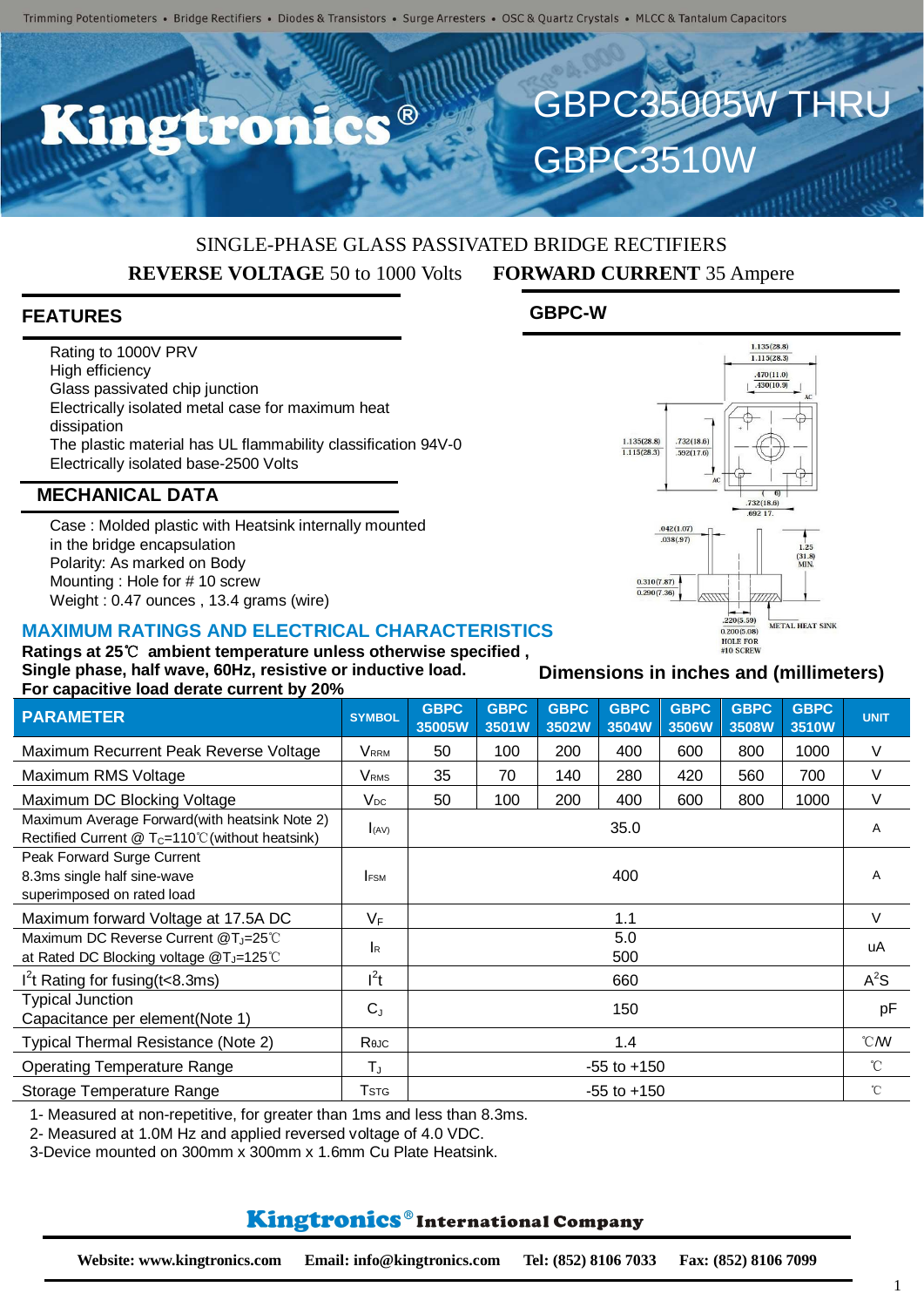Trimming Potentiometers • Bridge Rectifiers • Diodes & Transistors • Surge Arresters • OSC & Quartz Crystals • MLCC & Tantalum Capacitors

# Kingtronics®

# GBPC35005W THRU GBPC3510W

SINGLE-PHASE GLASS PASSIVATED BRIDGE RECTIFIERS

**REVERSE VOLTAGE** 50 to 1000 Volts **FORWARD CURRENT** 35 Ampere

## FEATURES

- Rating to 1000V PRV
- High efficiency
- Glass passivated chip junction
- Electrically isolated metal case for maximum heat dissipation
- The plastic material has UL flammability classification 94V-0
- Electrically isolated base-2500 Volts

## MECHANICAL DATA

- Case : Molded plastic with Heatsink internally mounted in the bridge encapsulation
- Polarity: As marked on Body
- Mounting : Hole for # 10 screw
- Weight : 0.47 ounces , 13.4 grams (wire)

## GBPC-W

Dimensions in inches and (millimeters)

## MAXIMUM RATINGS AND ELECTRICAL CHARACTERISTICS

**Ratings at 25℃ ambient temperature unless otherwise specified ,**
**Single phase, half wave, 60Hz, resistive or inductive load.**
**For capacitive load derate current by 20%**

| PARAMETER | SYMBOL | GBPC 35005W | GBPC 3501W | GBPC 3502W | GBPC 3504W | GBPC 3506W | GBPC 3508W | GBPC 3510W | UNIT |
|---|---|---|---|---|---|---|---|---|---|
| Maximum Recurrent Peak Reverse Voltage | $V_{RRM}$ | 50 | 100 | 200 | 400 | 600 | 800 | 1000 | V |
| Maximum RMS Voltage | $V_{RMS}$ | 35 | 70 | 140 | 280 | 420 | 560 | 700 | V |
| Maximum DC Blocking Voltage | $V_{DC}$ | 50 | 100 | 200 | 400 | 600 | 800 | 1000 | V |
| Maximum Average Forward(with heatsink Note 2) Rectified Current @ $T_C$=110℃(without heatsink) | $I_{(AV)}$ | 35.0 | | | | | | | A |
| Peak Forward Surge Current 8.3ms single half sine-wave superimposed on rated load | $I_{FSM}$ | 400 | | | | | | | A |
| Maximum forward Voltage at 17.5A DC | $V_F$ | 1.1 | | | | | | | V |
| Maximum DC Reverse Current @$T_J$=25℃ at Rated DC Blocking voltage @$T_J$=125℃ | $I_R$ | 5.0<br>500 | | | | | | | uA |
| $I^2t$ Rating for fusing(t<8.3ms) | $I^2t$ | 660 | | | | | | | $A^2S$ |
| Typical Junction Capacitance per element(Note 1) | $C_J$ | 150 | | | | | | | pF |
| Typical Thermal Resistance (Note 2) | $R_{\theta JC}$ | 1.4 | | | | | | | ℃/W |
| Operating Temperature Range | $T_J$ | -55 to +150 | | | | | | | ℃ |
| Storage Temperature Range | $T_{STG}$ | -55 to +150 | | | | | | | ℃ |

1- Measured at non-repetitive, for greater than 1ms and less than 8.3ms.
2- Measured at 1.0M Hz and applied reversed voltage of 4.0 VDC.
3-Device mounted on 300mm x 300mm x 1.6mm Cu Plate Heatsink.

**Kingtronics® International Company**

**Website: www.kingtronics.com Email: info@kingtronics.com Tel: (852) 8106 7033 Fax: (852) 8106 7099**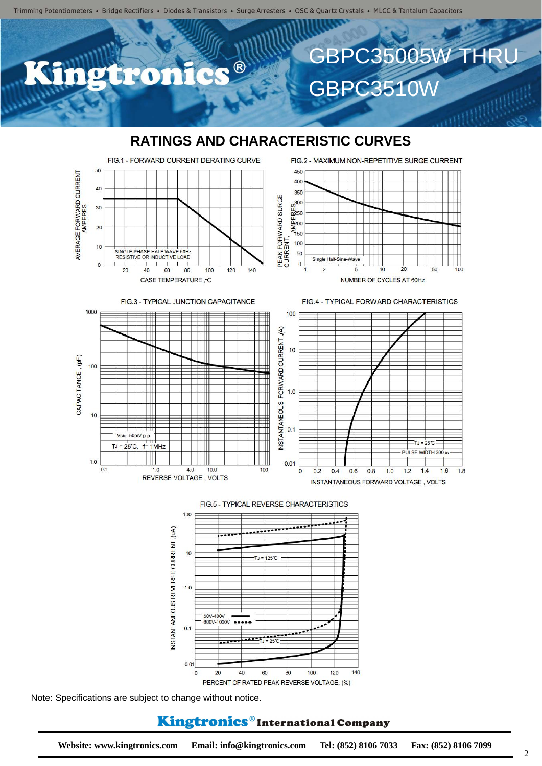# GBPC35005W THRU GBPC3510W

## RATINGS AND CHARACTERISTIC CURVES

FIG.1 - FORWARD CURRENT DERATING CURVE

AVERAGE FORWARD CURRENT AMPERES

50
40
30
20
10
0

20 40 60 80 100 120 140

CASE TEMPERATURE ,°C

SINGLE PHASE HALF WAVE 60Hz
RESISTIVE OR INDUCTIVE LOAD

FIG.2 - MAXIMUM NON-REPETITIVE SURGE CURRENT

PEAK FORWARD SURGE CURRENT, AMPERES

450
400
350
300
250
200
150
100
50
0

1 2 5 10 20 50 100

NUMBER OF CYCLES AT 60Hz

Single Half-Sine-Wave

FIG.3 - TYPICAL JUNCTION CAPACITANCE

CAPACITANCE , (pF)

1000
100
10
1.0

0.1 1.0 4.0 10.0 100

REVERSE VOLTAGE , VOLTS

Vsig=50mV p-p
TJ = 25°C, f= 1MHz

FIG.4 - TYPICAL FORWARD CHARACTERISTICS

INSTANTANEOUS FORWARD CURRENT ,(A)

100
10
1.0
0.1
0.01

0 0.2 0.4 0.6 0.8 1.0 1.2 1.4 1.6 1.8

INSTANTANEOUS FORWARD VOLTAGE , VOLTS

TJ = 25°C
PULSE WIDTH 300us

FIG.5 - TYPICAL REVERSE CHARACTERISTICS

INSTANTANEOUS REVERSE CURRENT ,(uA)

100
10
1.0
0.1
0.01

0 20 40 60 80 100 120 140

PERCENT OF RATED PEAK REVERSE VOLTAGE, (%)

TJ = 125°C
TJ = 25°C
50V-400V
600V-1000V

Note: Specifications are subject to change without notice.

**Kingtronics® International Company**

**Website: www.kingtronics.com Email: info@kingtronics.com Tel: (852) 8106 7033 Fax: (852) 8106 7099**